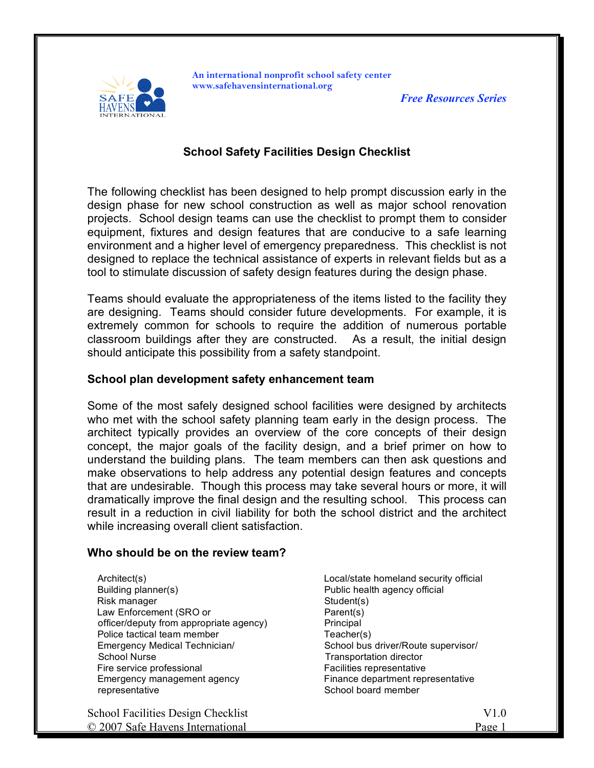An international nonprofit school safety center
www.safehavensinternational.org

*Free Resources Series*

# School Safety Facilities Design Checklist

The following checklist has been designed to help prompt discussion early in the design phase for new school construction as well as major school renovation projects. School design teams can use the checklist to prompt them to consider equipment, fixtures and design features that are conducive to a safe learning environment and a higher level of emergency preparedness. This checklist is not designed to replace the technical assistance of experts in relevant fields but as a tool to stimulate discussion of safety design features during the design phase.

Teams should evaluate the appropriateness of the items listed to the facility they are designing. Teams should consider future developments. For example, it is extremely common for schools to require the addition of numerous portable classroom buildings after they are constructed. As a result, the initial design should anticipate this possibility from a safety standpoint.

## School plan development safety enhancement team

Some of the most safely designed school facilities were designed by architects who met with the school safety planning team early in the design process. The architect typically provides an overview of the core concepts of their design concept, the major goals of the facility design, and a brief primer on how to understand the building plans. The team members can then ask questions and make observations to help address any potential design features and concepts that are undesirable. Though this process may take several hours or more, it will dramatically improve the final design and the resulting school. This process can result in a reduction in civil liability for both the school district and the architect while increasing overall client satisfaction.

## Who should be on the review team?

- Architect(s)
- Building planner(s)
- Risk manager
- Law Enforcement (SRO or officer/deputy from appropriate agency)
- Police tactical team member
- Emergency Medical Technician/ School Nurse
- Fire service professional
- Emergency management agency representative
- Local/state homeland security official
- Public health agency official
- Student(s)
- Parent(s)
- Principal
- Teacher(s)
- School bus driver/Route supervisor/ Transportation director
- Facilities representative
- Finance department representative
- School board member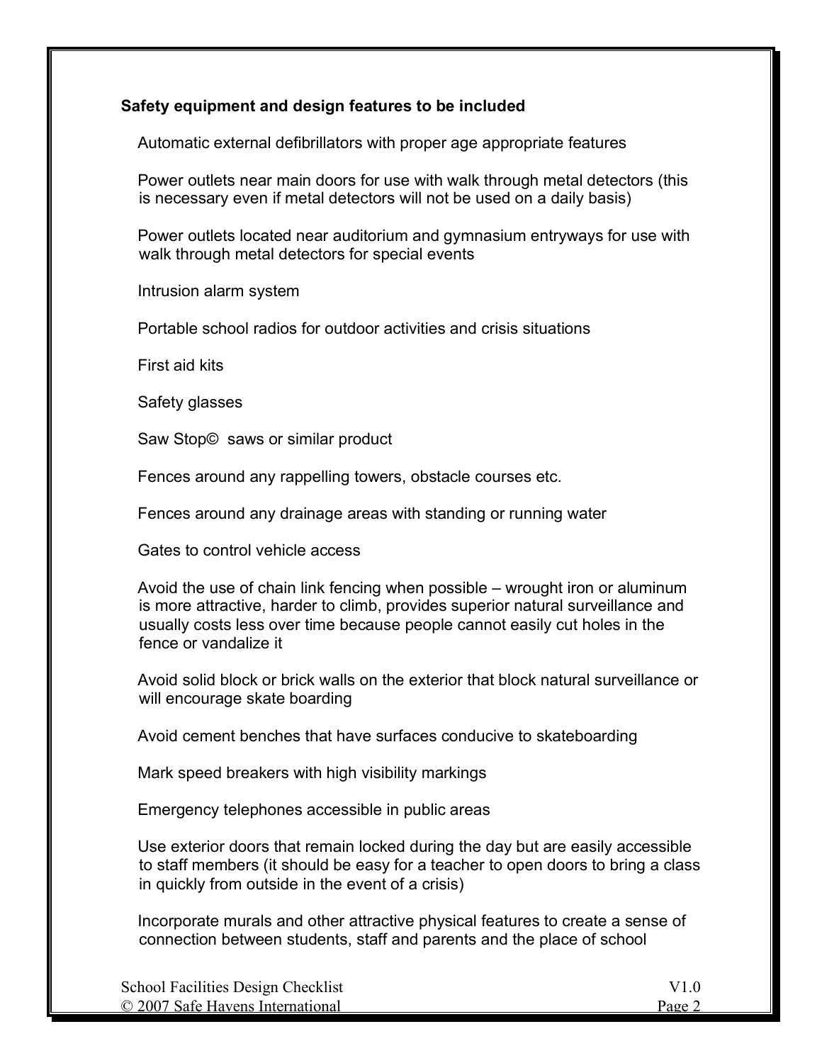**Safety equipment and design features to be included**

Automatic external defibrillators with proper age appropriate features

Power outlets near main doors for use with walk through metal detectors (this is necessary even if metal detectors will not be used on a daily basis)

Power outlets located near auditorium and gymnasium entryways for use with walk through metal detectors for special events

Intrusion alarm system

Portable school radios for outdoor activities and crisis situations

First aid kits

Safety glasses

Saw Stop© saws or similar product

Fences around any rappelling towers, obstacle courses etc.

Fences around any drainage areas with standing or running water

Gates to control vehicle access

Avoid the use of chain link fencing when possible – wrought iron or aluminum is more attractive, harder to climb, provides superior natural surveillance and usually costs less over time because people cannot easily cut holes in the fence or vandalize it

Avoid solid block or brick walls on the exterior that block natural surveillance or will encourage skate boarding

Avoid cement benches that have surfaces conducive to skateboarding

Mark speed breakers with high visibility markings

Emergency telephones accessible in public areas

Use exterior doors that remain locked during the day but are easily accessible to staff members (it should be easy for a teacher to open doors to bring a class in quickly from outside in the event of a crisis)

Incorporate murals and other attractive physical features to create a sense of connection between students, staff and parents and the place of school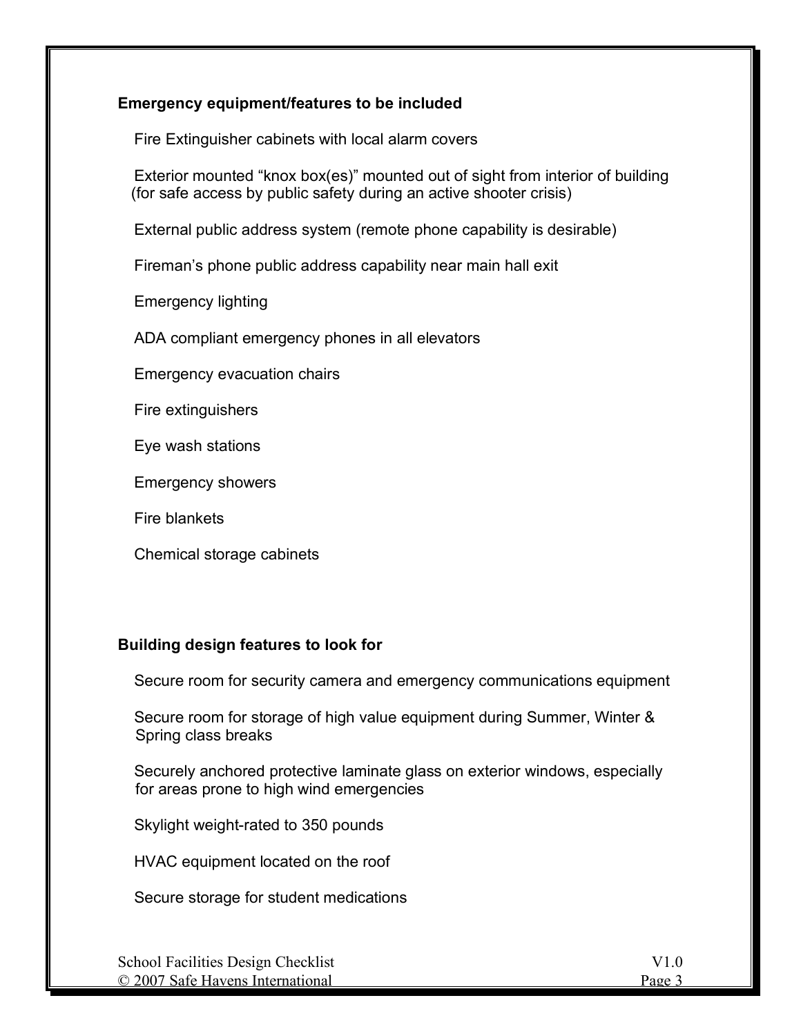**Emergency equipment/features to be included**

Fire Extinguisher cabinets with local alarm covers

Exterior mounted “knox box(es)” mounted out of sight from interior of building (for safe access by public safety during an active shooter crisis)

External public address system (remote phone capability is desirable)

Fireman’s phone public address capability near main hall exit

Emergency lighting

ADA compliant emergency phones in all elevators

Emergency evacuation chairs

Fire extinguishers

Eye wash stations

Emergency showers

Fire blankets

Chemical storage cabinets

**Building design features to look for**

Secure room for security camera and emergency communications equipment

Secure room for storage of high value equipment during Summer, Winter & Spring class breaks

Securely anchored protective laminate glass on exterior windows, especially for areas prone to high wind emergencies

Skylight weight-rated to 350 pounds

HVAC equipment located on the roof

Secure storage for student medications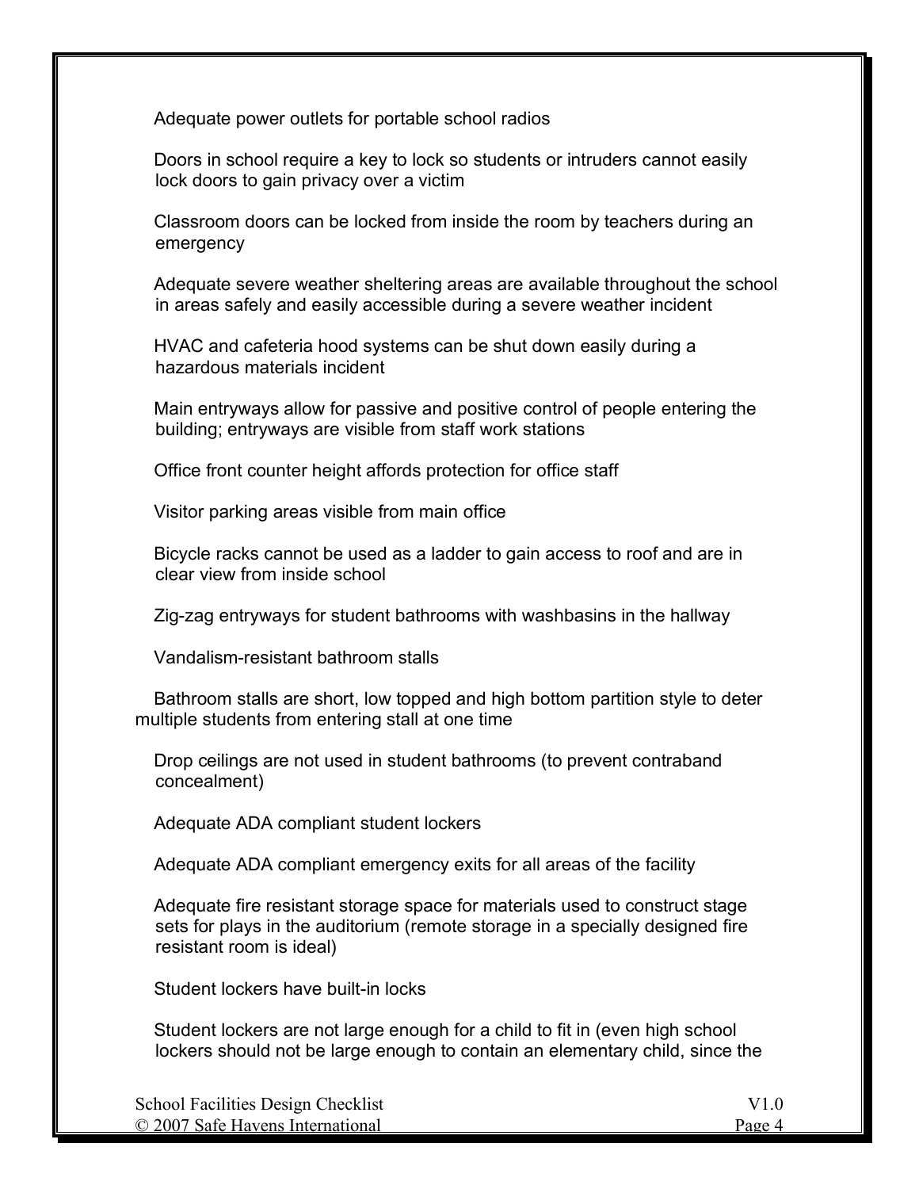Adequate power outlets for portable school radios

Doors in school require a key to lock so students or intruders cannot easily lock doors to gain privacy over a victim

Classroom doors can be locked from inside the room by teachers during an emergency

Adequate severe weather sheltering areas are available throughout the school in areas safely and easily accessible during a severe weather incident

HVAC and cafeteria hood systems can be shut down easily during a hazardous materials incident

Main entryways allow for passive and positive control of people entering the building; entryways are visible from staff work stations

Office front counter height affords protection for office staff

Visitor parking areas visible from main office

Bicycle racks cannot be used as a ladder to gain access to roof and are in clear view from inside school

Zig-zag entryways for student bathrooms with washbasins in the hallway

Vandalism-resistant bathroom stalls

Bathroom stalls are short, low topped and high bottom partition style to deter multiple students from entering stall at one time

Drop ceilings are not used in student bathrooms (to prevent contraband concealment)

Adequate ADA compliant student lockers

Adequate ADA compliant emergency exits for all areas of the facility

Adequate fire resistant storage space for materials used to construct stage sets for plays in the auditorium (remote storage in a specially designed fire resistant room is ideal)

Student lockers have built-in locks

Student lockers are not large enough for a child to fit in (even high school lockers should not be large enough to contain an elementary child, since the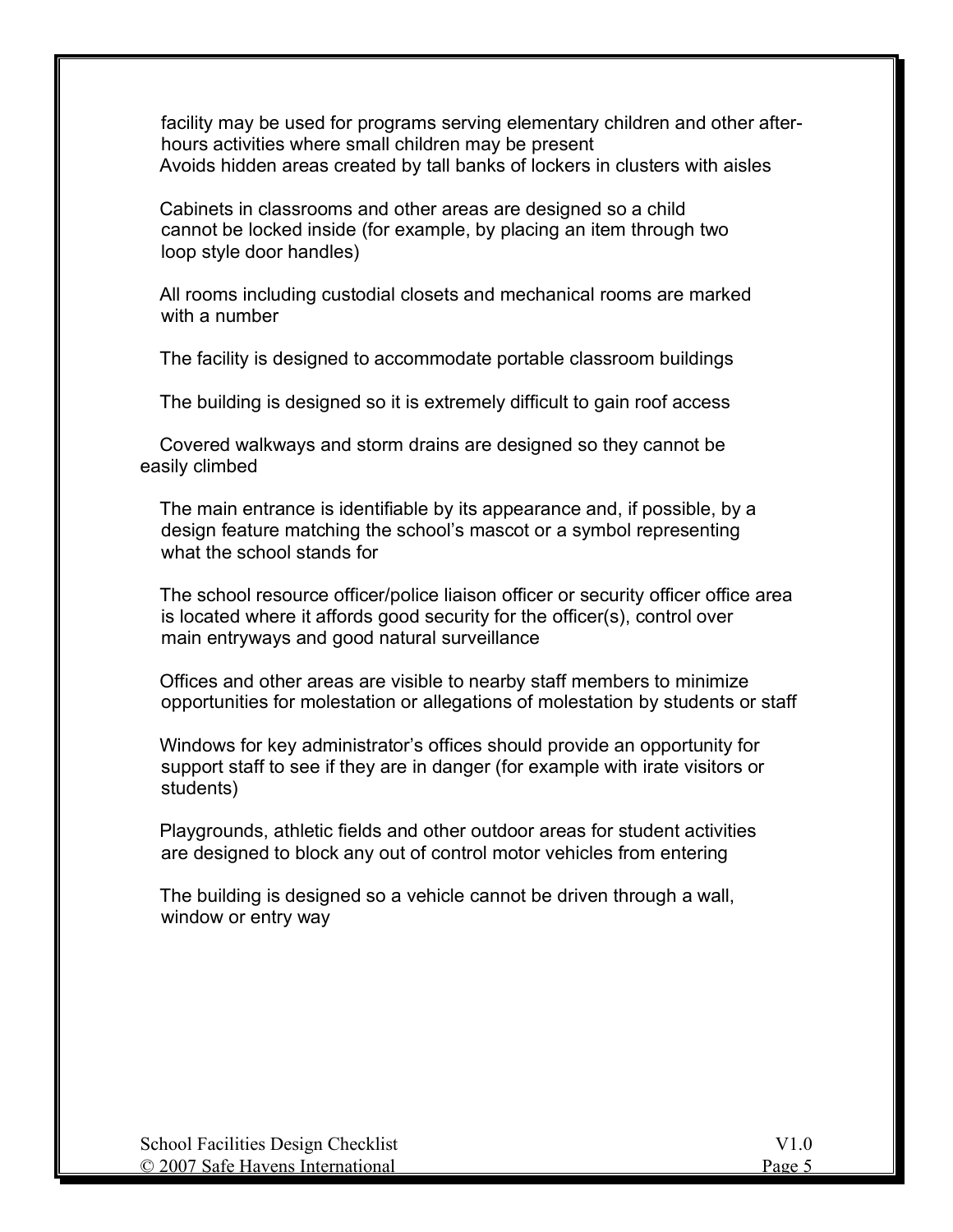facility may be used for programs serving elementary children and other after-hours activities where small children may be present

Avoids hidden areas created by tall banks of lockers in clusters with aisles

Cabinets in classrooms and other areas are designed so a child cannot be locked inside (for example, by placing an item through two loop style door handles)

All rooms including custodial closets and mechanical rooms are marked with a number

The facility is designed to accommodate portable classroom buildings

The building is designed so it is extremely difficult to gain roof access

Covered walkways and storm drains are designed so they cannot be easily climbed

The main entrance is identifiable by its appearance and, if possible, by a design feature matching the school's mascot or a symbol representing what the school stands for

The school resource officer/police liaison officer or security officer office area is located where it affords good security for the officer(s), control over main entryways and good natural surveillance

Offices and other areas are visible to nearby staff members to minimize opportunities for molestation or allegations of molestation by students or staff

Windows for key administrator's offices should provide an opportunity for support staff to see if they are in danger (for example with irate visitors or students)

Playgrounds, athletic fields and other outdoor areas for student activities are designed to block any out of control motor vehicles from entering

The building is designed so a vehicle cannot be driven through a wall, window or entry way